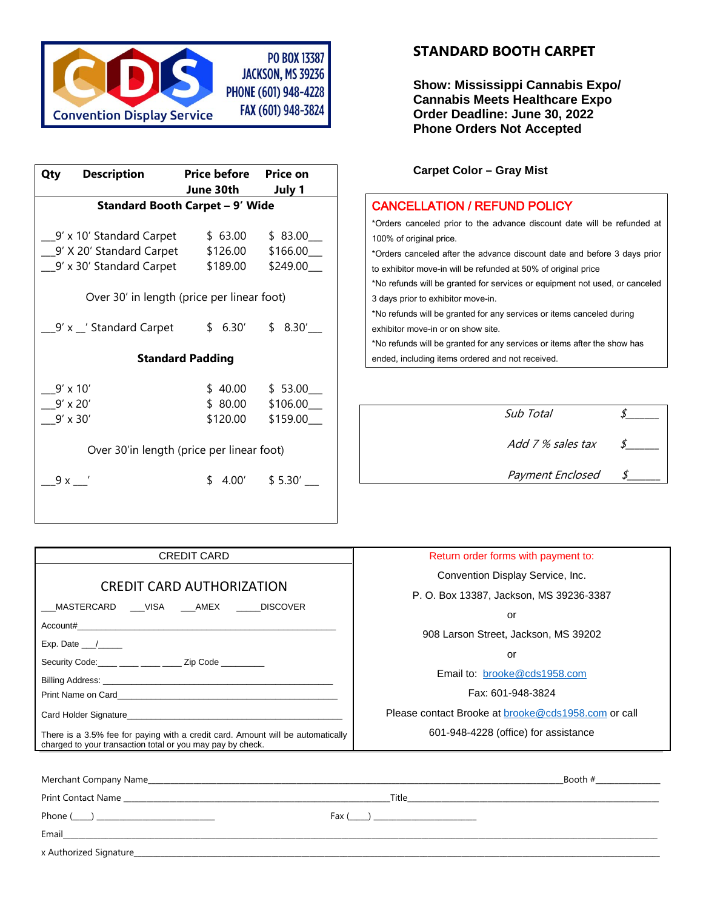CDS Convention Display Service

PO BOX 13387
JACKSON, MS 39236
PHONE (601) 948-4228
FAX (601) 948-3824

# STANDARD BOOTH CARPET

**Show: Mississippi Cannabis Expo/ Cannabis Meets Healthcare Expo**
**Order Deadline: June 30, 2022**
**Phone Orders Not Accepted**

**Carpet Color – Gray Mist**

| Qty | Description | Price before June 30th | Price on July 1 |
|---|---|---|---|
| | **Standard Booth Carpet – 9' Wide** | | |
| ___ | 9' x 10' Standard Carpet | $ 63.00 | $ 83.00___ |
| ___ | 9' X 20' Standard Carpet | $126.00 | $166.00___ |
| ___ | 9' x 30' Standard Carpet | $189.00 | $249.00___ |
| | Over 30' in length (price per linear foot) | | |
| ___ | 9' x __' Standard Carpet | $ 6.30' | $ 8.30'___ |
| | **Standard Padding** | | |
| ___ | 9' x 10' | $ 40.00 | $ 53.00___ |
| ___ | 9' x 20' | $ 80.00 | $106.00___ |
| ___ | 9' x 30' | $120.00 | $159.00___ |
| | Over 30'in length (price per linear foot) | | |
| ___ | 9 x ___' | $ 4.00' | $ 5.30' ___ |

## CANCELLATION / REFUND POLICY

*Orders canceled prior to the advance discount date will be refunded at 100% of original price.
*Orders canceled after the advance discount date and before 3 days prior to exhibitor move-in will be refunded at 50% of original price
*No refunds will be granted for services or equipment not used, or canceled 3 days prior to exhibitor move-in.
*No refunds will be granted for any services or items canceled during exhibitor move-in or on show site.
*No refunds will be granted for any services or items after the show has ended, including items ordered and not received.

| | |
|---|---|
| *Sub Total* | $_____ |
| *Add 7 % sales tax* | $_____ |
| *Payment Enclosed* | $_____ |

CREDIT CARD

## CREDIT CARD AUTHORIZATION

___MASTERCARD ___VISA ___AMEX _____DISCOVER

Account#______________________________________________

Exp. Date ___/_____

Security Code:____ ____ ____ ____ Zip Code _________

Billing Address: ______________________________________

Print Name on Card____________________________________

Card Holder Signature__________________________________

There is a 3.5% fee for paying with a credit card. Amount will be automatically charged to your transaction total or you may pay by check.

Return order forms with payment to:

Convention Display Service, Inc.

P. O. Box 13387, Jackson, MS 39236-3387

or

908 Larson Street, Jackson, MS 39202

or

Email to: brooke@cds1958.com

Fax: 601-948-3824

Please contact Brooke at brooke@cds1958.com or call 601-948-4228 (office) for assistance

Merchant Company Name________________________________________________Booth #____________

Print Contact Name ______________________________Title______________________________

Phone (____) ________________________ Fax (____) _____________________

Email_______________________________________________________________

x Authorized Signature_________________________________________________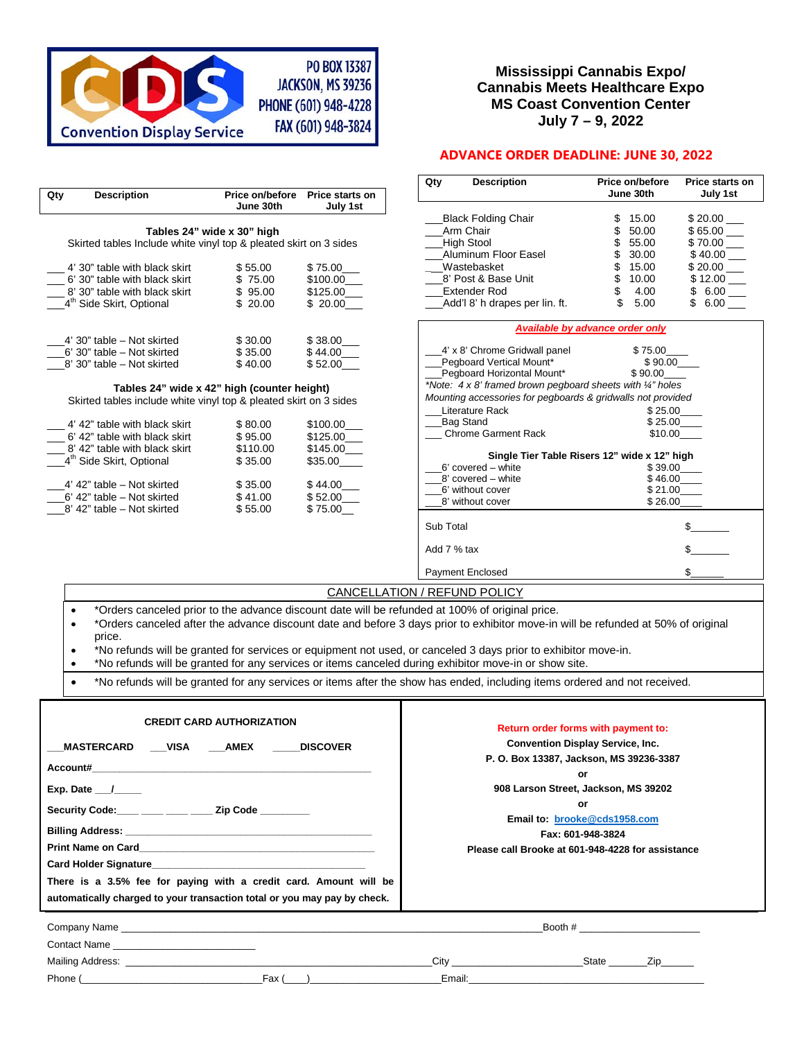**CDS Convention Display Service**

PO BOX 13387
JACKSON, MS 39236
PHONE (601) 948-4228
FAX (601) 948-3824

# Mississippi Cannabis Expo/ Cannabis Meets Healthcare Expo
## MS Coast Convention Center
## July 7 – 9, 2022

**ADVANCE ORDER DEADLINE: JUNE 30, 2022**

| Qty | Description | Price on/before June 30th | Price starts on July 1st |
|---|---|---|---|
| | **Tables 24" wide x 30" high** — Skirted tables Include white vinyl top & pleated skirt on 3 sides | | |
| ___ | 4' 30" table with black skirt | $ 55.00 | $ 75.00___ |
| ___ | 6' 30" table with black skirt | $ 75.00 | $100.00___ |
| ___ | 8' 30" table with black skirt | $ 95.00 | $125.00___ |
| ___ | 4th Side Skirt, Optional | $ 20.00 | $ 20.00___ |
| ___ | 4' 30" table – Not skirted | $ 30.00 | $ 38.00___ |
| ___ | 6' 30" table – Not skirted | $ 35.00 | $ 44.00___ |
| ___ | 8' 30" table – Not skirted | $ 40.00 | $ 52.00___ |
| | **Tables 24" wide x 42" high (counter height)** — Skirted tables include white vinyl top & pleated skirt on 3 sides | | |
| ___ | 4' 42" table with black skirt | $ 80.00 | $100.00___ |
| ___ | 6' 42" table with black skirt | $ 95.00 | $125.00___ |
| ___ | 8' 42" table with black skirt | $110.00 | $145.00___ |
| ___ | 4th Side Skirt, Optional | $ 35.00 | $35.00____ |
| ___ | 4' 42" table – Not skirted | $ 35.00 | $ 44.00___ |
| ___ | 6' 42" table – Not skirted | $ 41.00 | $ 52.00___ |
| ___ | 8' 42" table – Not skirted | $ 55.00 | $ 75.00__ |

| Qty | Description | Price on/before June 30th | Price starts on July 1st |
|---|---|---|---|
| ___ | Black Folding Chair | $ 15.00 | $ 20.00 ___ |
| ___ | Arm Chair | $ 50.00 | $ 65.00 ___ |
| ___ | High Stool | $ 55.00 | $ 70.00 ___ |
| ___ | Aluminum Floor Easel | $ 30.00 | $ 40.00 ___ |
| ___ | Wastebasket | $ 15.00 | $ 20.00 ___ |
| ___ | 8' Post & Base Unit | $ 10.00 | $ 12.00 ___ |
| ___ | Extender Rod | $ 4.00 | $ 6.00 ___ |
| ___ | Add'l 8' h drapes per lin. ft. | $ 5.00 | $ 6.00 ___ |

***Available by advance order only***

| Qty | Description | Price |
|---|---|---|
| ___ | 4' x 8' Chrome Gridwall panel | $ 75.00____ |
| ___ | Pegboard Vertical Mount* | $ 90.00____ |
| ___ | Pegboard Horizontal Mount* | $ 90.00____ |
| | *\*Note: 4 x 8' framed brown pegboard sheets with ¼" holes* | |
| | *Mounting accessories for pegboards & gridwalls not provided* | |
| ___ | Literature Rack | $ 25.00____ |
| ___ | Bag Stand | $ 25.00____ |
| ___ | Chrome Garment Rack | $10.00____ |
| | **Single Tier Table Risers 12" wide x 12" high** | |
| ___ | 6' covered – white | $ 39.00____ |
| ___ | 8' covered – white | $ 46.00____ |
| ___ | 6' without cover | $ 21.00____ |
| ___ | 8' without cover | $ 26.00____ |

Sub Total $_______

Add 7 % tax $_______

Payment Enclosed $______

## CANCELLATION / REFUND POLICY

- *Orders canceled prior to the advance discount date will be refunded at 100% of original price.
- *Orders canceled after the advance discount date and before 3 days prior to exhibitor move-in will be refunded at 50% of original price.
- *No refunds will be granted for services or equipment not used, or canceled 3 days prior to exhibitor move-in.
- *No refunds will be granted for any services or items canceled during exhibitor move-in or show site.
- *No refunds will be granted for any services or items after the show has ended, including items ordered and not received.

**CREDIT CARD AUTHORIZATION**

___**MASTERCARD** ___**VISA** ___**AMEX** _____**DISCOVER**

**Account#**_______________________________________________

**Exp. Date** ___/_____

**Security Code:**____ ____ ____ ____ **Zip Code** ________

**Billing Address:** _______________________________________

**Print Name on Card**_____________________________________

**Card Holder Signature**___________________________________

**There is a 3.5% fee for paying with a credit card. Amount will be automatically charged to your transaction total or you may pay by check.**

**Return order forms with payment to:**
**Convention Display Service, Inc.**
**P. O. Box 13387, Jackson, MS 39236-3387**
**or**
**908 Larson Street, Jackson, MS 39202**
**or**
**Email to: brooke@cds1958.com**
**Fax: 601-948-3824**
**Please call Brooke at 601-948-4228 for assistance**

Company Name ____________________________________________ Booth # ______________

Contact Name _________________________

Mailing Address: ______________________________________ City ____________________ State ______ Zip______

Phone (_____________________________ Fax (___)_____________________ Email:______________________________